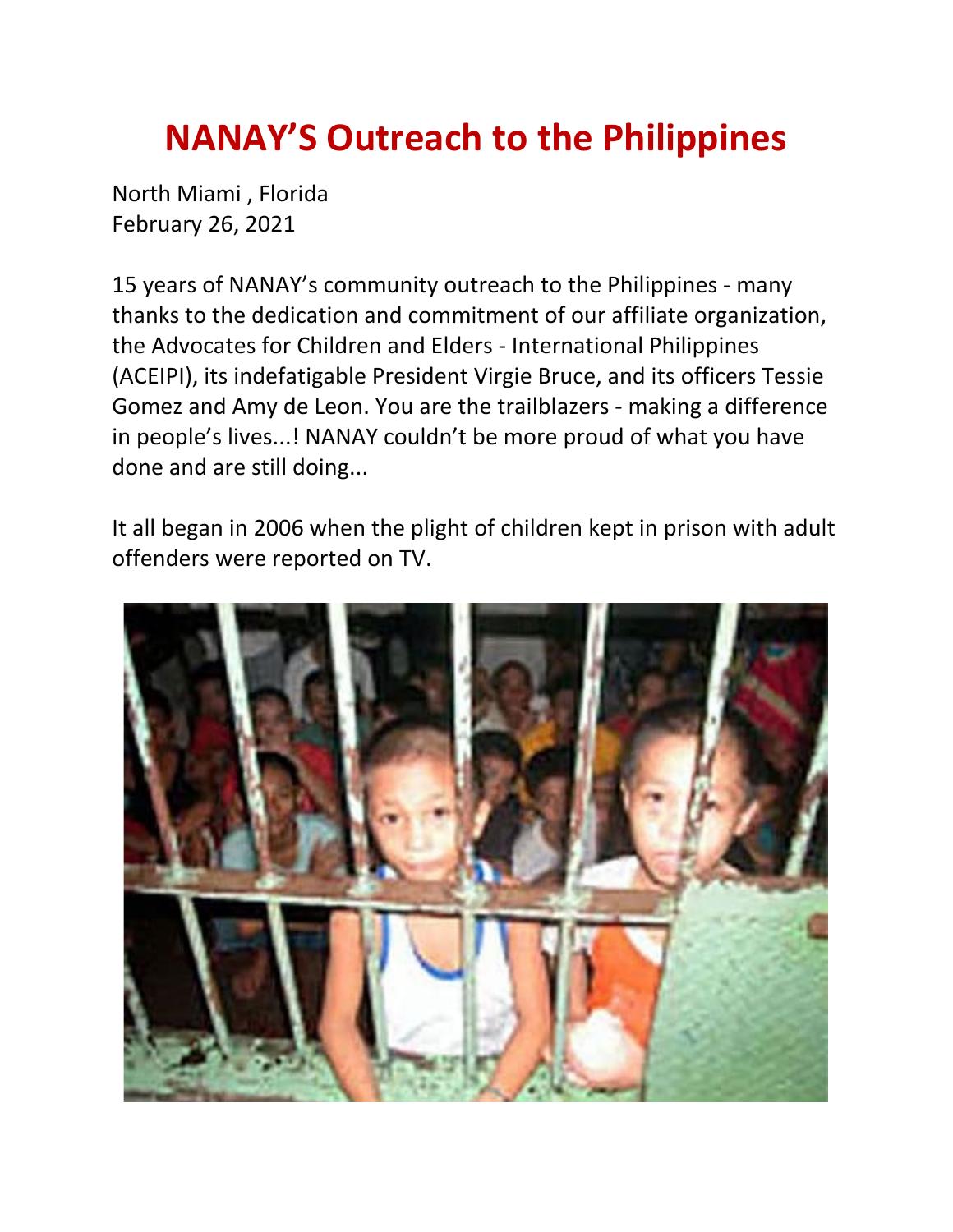# NANAY'S Outreach to the Philippines

North Miami , Florida
February 26, 2021

15 years of NANAY's community outreach to the Philippines - many thanks to the dedication and commitment of our affiliate organization, the Advocates for Children and Elders - International Philippines (ACEIPI), its indefatigable President Virgie Bruce, and its officers Tessie Gomez and Amy de Leon. You are the trailblazers - making a difference in people's lives...! NANAY couldn't be more proud of what you have done and are still doing...

It all began in 2006 when the plight of children kept in prison with adult offenders were reported on TV.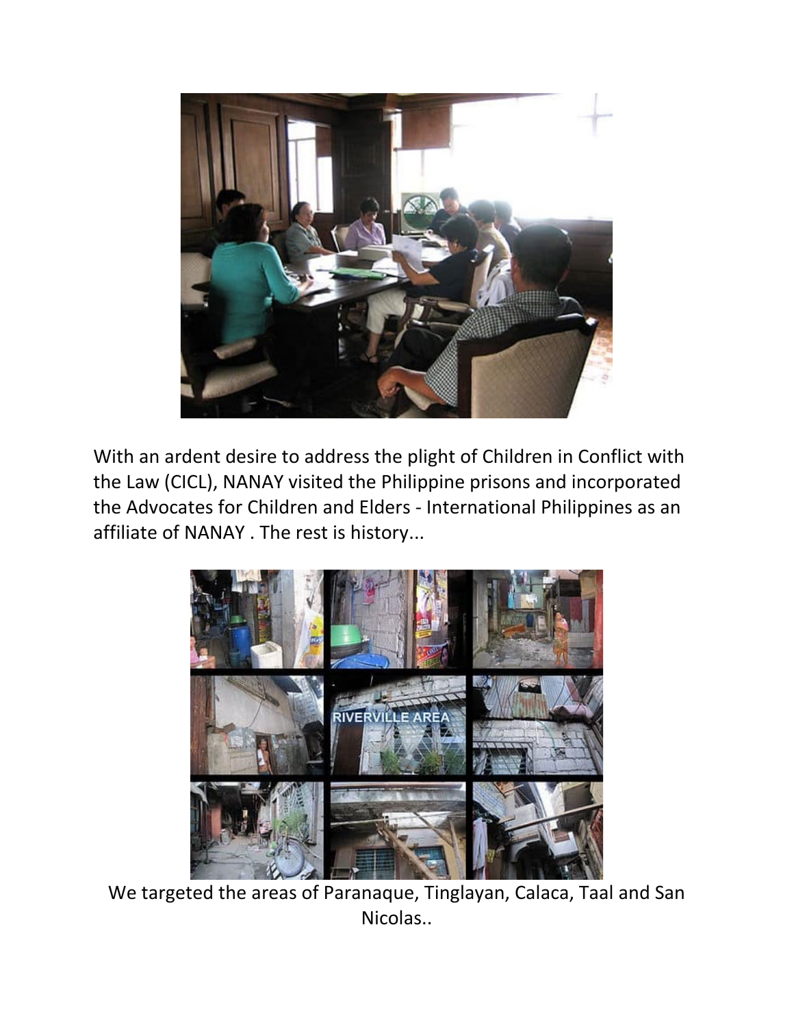With an ardent desire to address the plight of Children in Conflict with the Law (CICL), NANAY visited the Philippine prisons and incorporated the Advocates for Children and Elders - International Philippines as an affiliate of NANAY . The rest is history...

We targeted the areas of Paranaque, Tinglayan, Calaca, Taal and San Nicolas..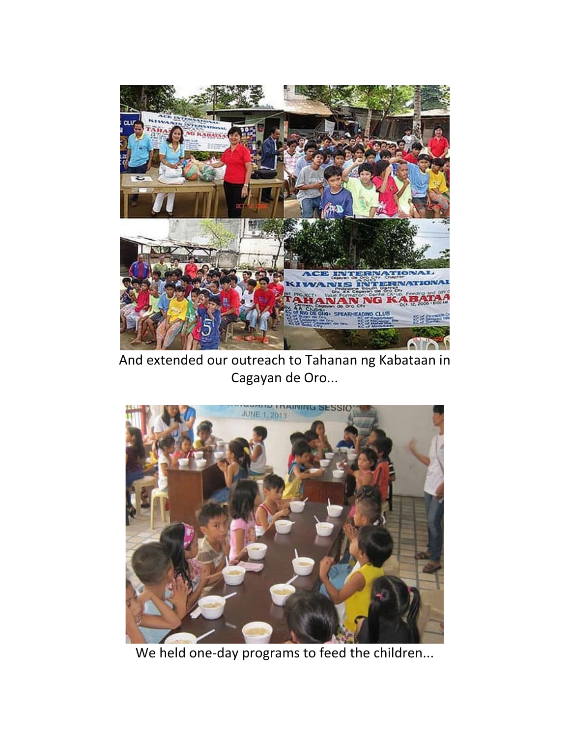And extended our outreach to Tahanan ng Kabataan in Cagayan de Oro...

We held one-day programs to feed the children...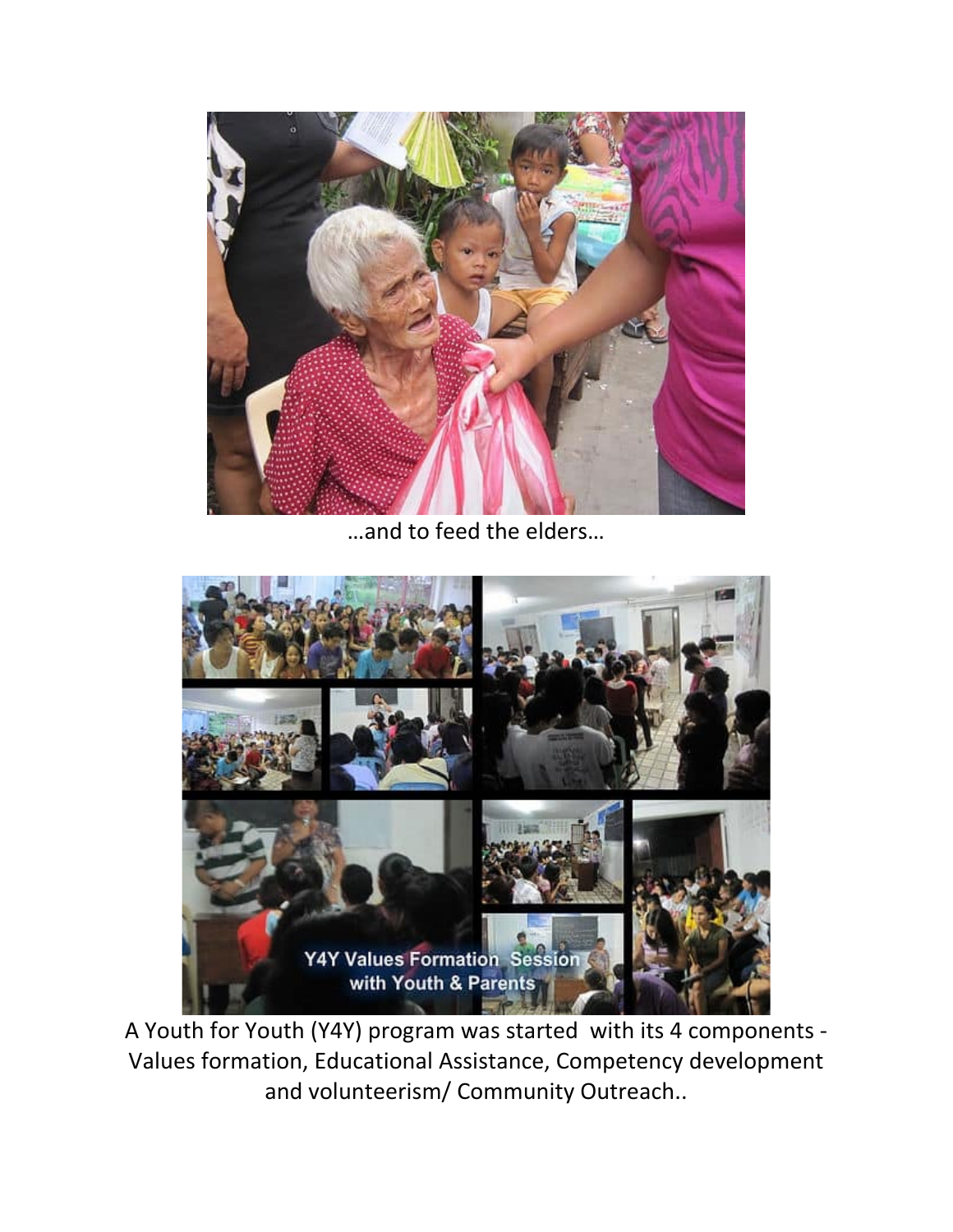…and to feed the elders…

A Youth for Youth (Y4Y) program was started with its 4 components - Values formation, Educational Assistance, Competency development and volunteerism/ Community Outreach..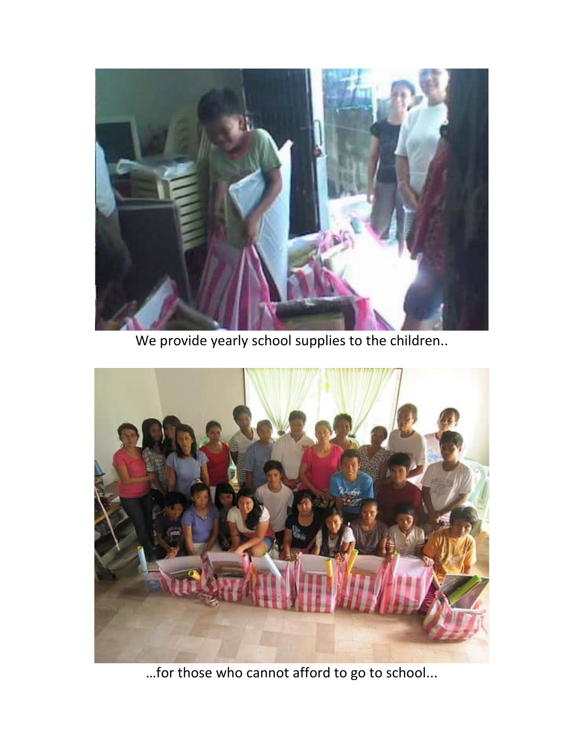We provide yearly school supplies to the children..

…for those who cannot afford to go to school...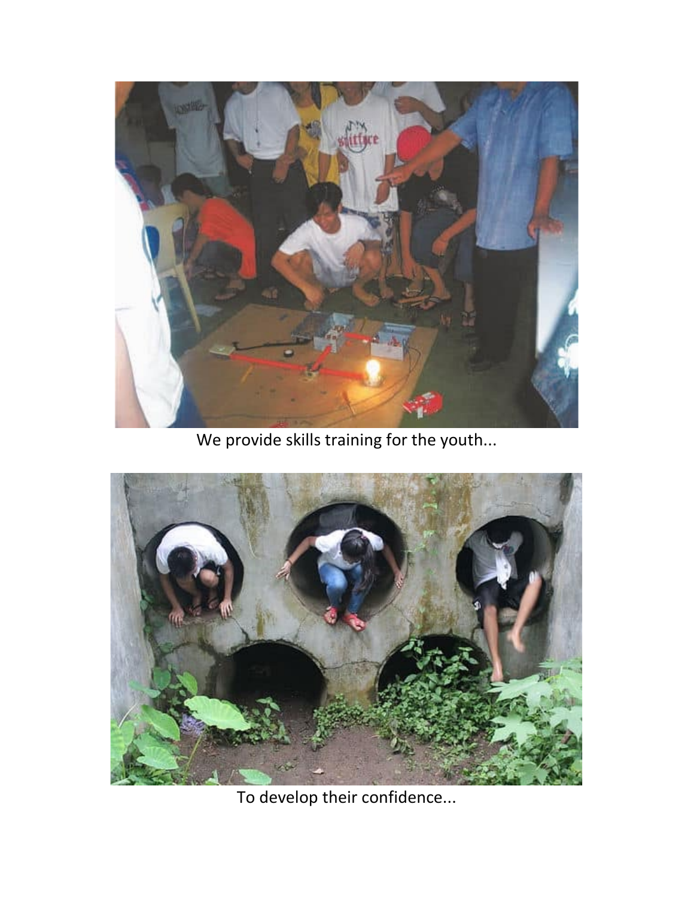We provide skills training for the youth...

To develop their confidence...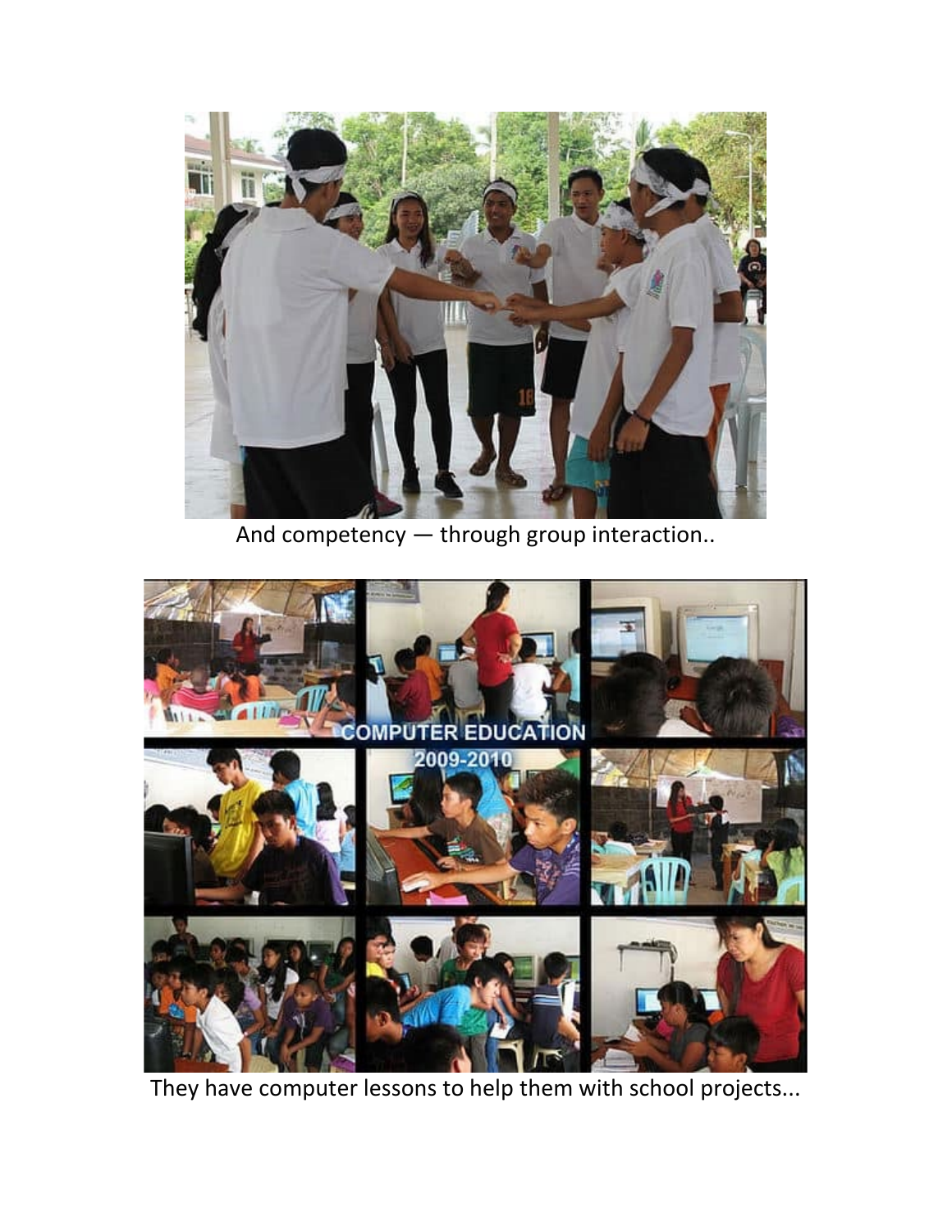And competency — through group interaction..

They have computer lessons to help them with school projects...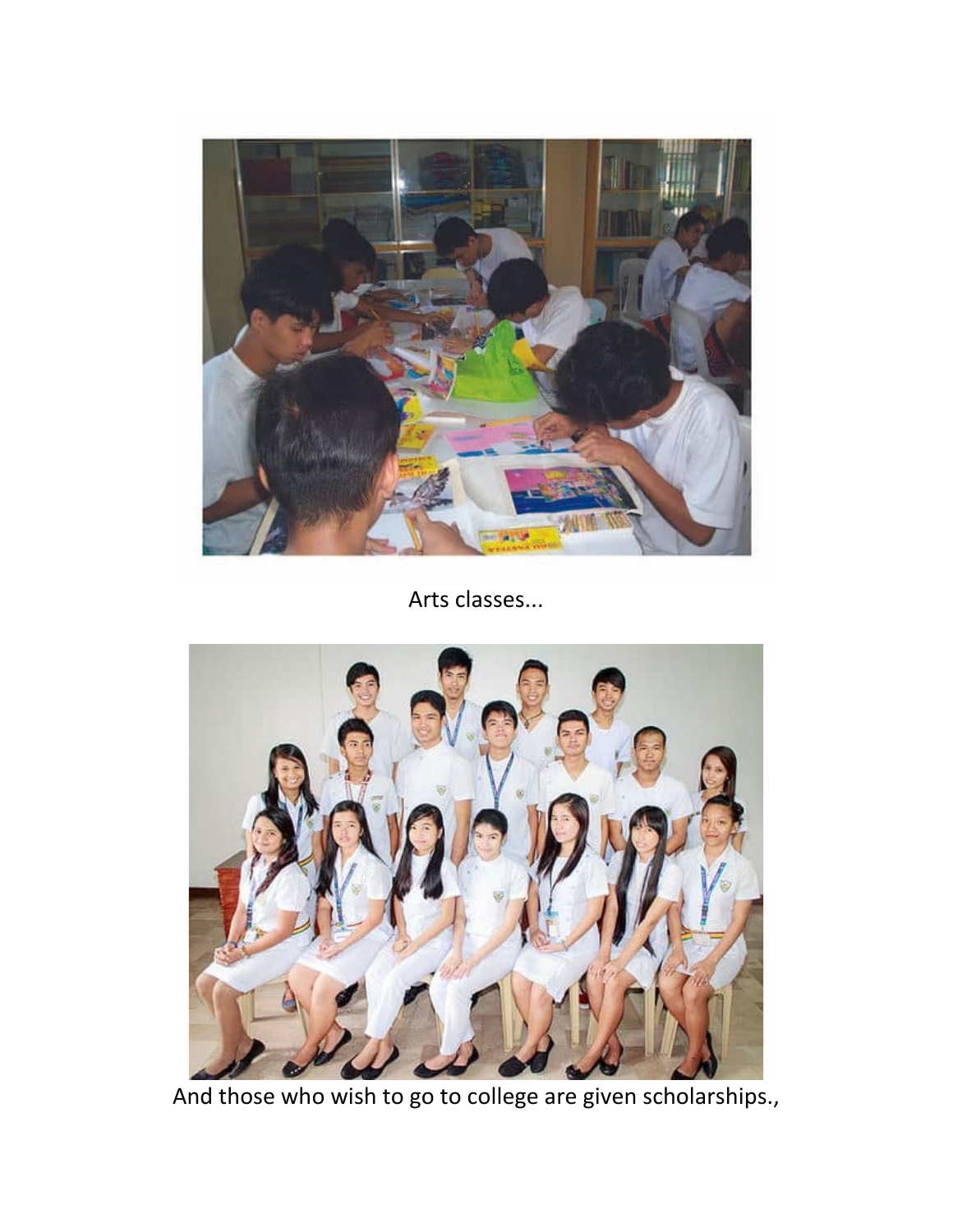Arts classes...

And those who wish to go to college are given scholarships.,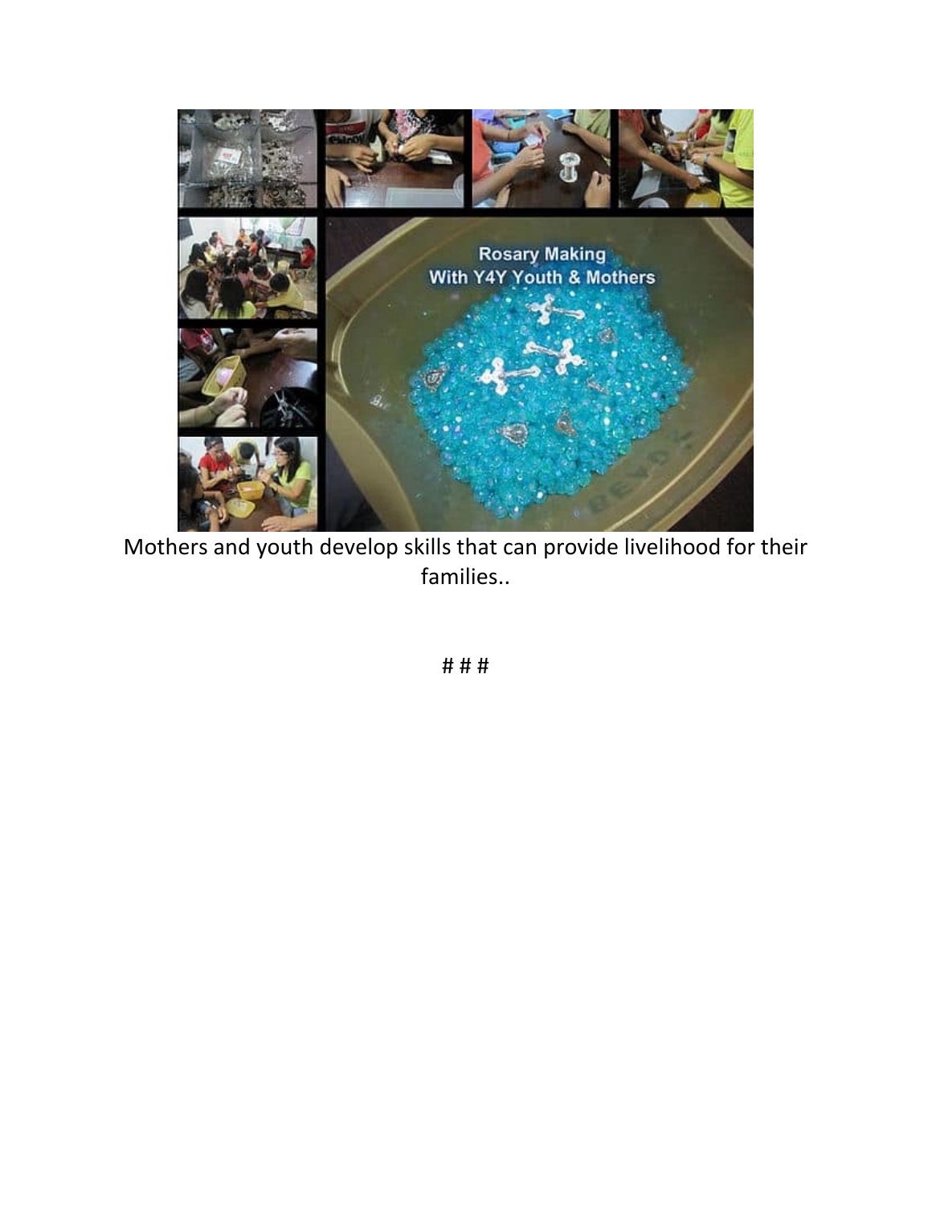Mothers and youth develop skills that can provide livelihood for their families..

# # #